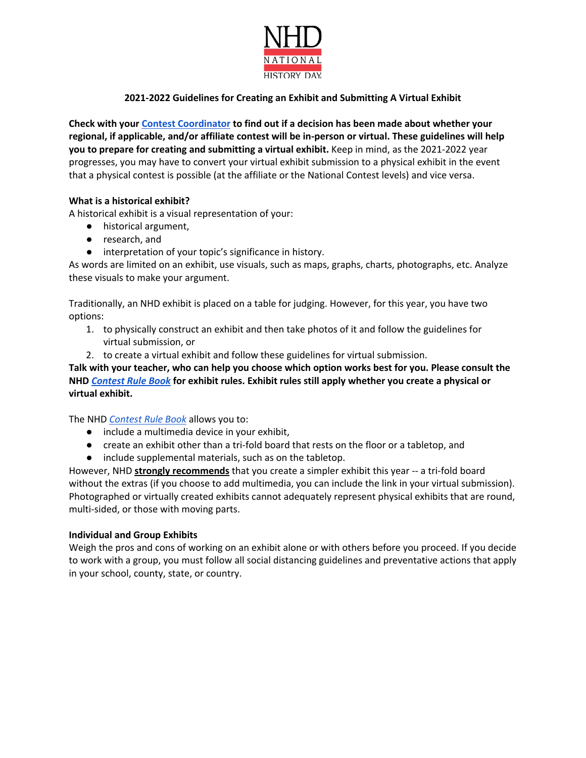NHD NATIONAL HISTORY DAY

**2021-2022 Guidelines for Creating an Exhibit and Submitting A Virtual Exhibit**

**Check with your Contest Coordinator to find out if a decision has been made about whether your regional, if applicable, and/or affiliate contest will be in-person or virtual. These guidelines will help you to prepare for creating and submitting a virtual exhibit.** Keep in mind, as the 2021-2022 year progresses, you may have to convert your virtual exhibit submission to a physical exhibit in the event that a physical contest is possible (at the affiliate or the National Contest levels) and vice versa.

**What is a historical exhibit?**
A historical exhibit is a visual representation of your:

- historical argument,
- research, and
- interpretation of your topic's significance in history.

As words are limited on an exhibit, use visuals, such as maps, graphs, charts, photographs, etc. Analyze these visuals to make your argument.

Traditionally, an NHD exhibit is placed on a table for judging. However, for this year, you have two options:

1. to physically construct an exhibit and then take photos of it and follow the guidelines for virtual submission, or
2. to create a virtual exhibit and follow these guidelines for virtual submission.

**Talk with your teacher, who can help you choose which option works best for you. Please consult the NHD *Contest Rule Book* for exhibit rules. Exhibit rules still apply whether you create a physical or virtual exhibit.**

The NHD *Contest Rule Book* allows you to:

- include a multimedia device in your exhibit,
- create an exhibit other than a tri-fold board that rests on the floor or a tabletop, and
- include supplemental materials, such as on the tabletop.

However, NHD **strongly recommends** that you create a simpler exhibit this year -- a tri-fold board without the extras (if you choose to add multimedia, you can include the link in your virtual submission). Photographed or virtually created exhibits cannot adequately represent physical exhibits that are round, multi-sided, or those with moving parts.

**Individual and Group Exhibits**
Weigh the pros and cons of working on an exhibit alone or with others before you proceed. If you decide to work with a group, you must follow all social distancing guidelines and preventative actions that apply in your school, county, state, or country.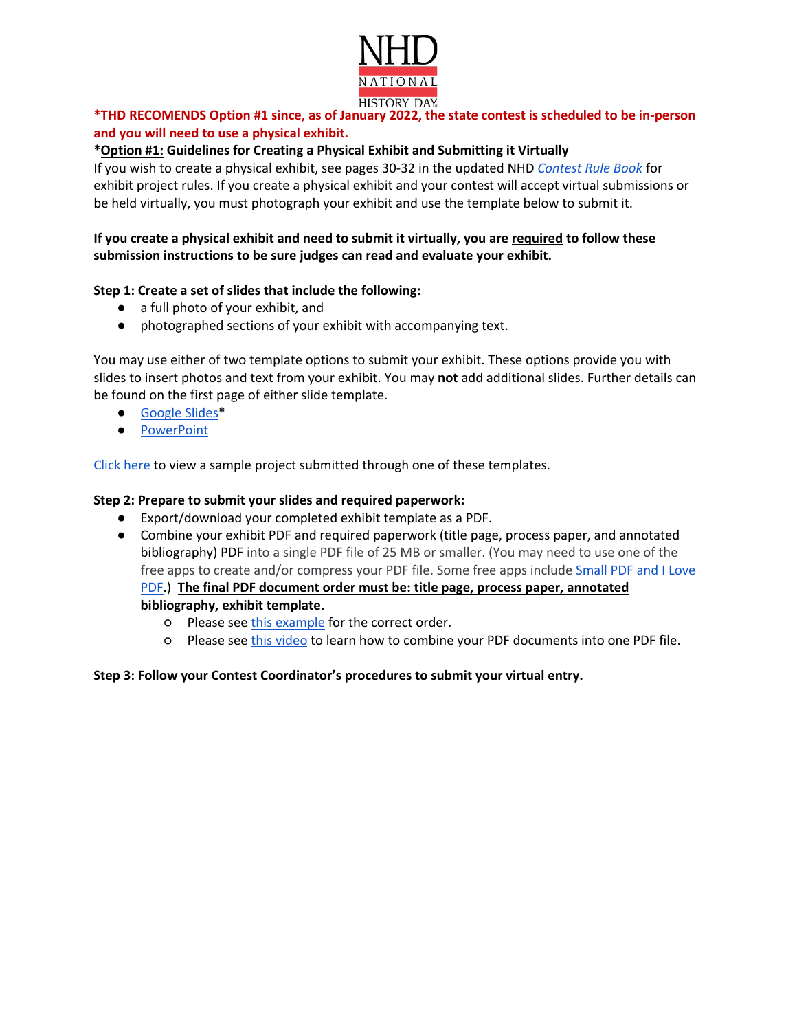**\*THD RECOMENDS Option #1 since, as of January 2022, the state contest is scheduled to be in-person and you will need to use a physical exhibit.**

**\*<u>Option #1:</u> Guidelines for Creating a Physical Exhibit and Submitting it Virtually**

If you wish to create a physical exhibit, see pages 30-32 in the updated NHD *Contest Rule Book* for exhibit project rules. If you create a physical exhibit and your contest will accept virtual submissions or be held virtually, you must photograph your exhibit and use the template below to submit it.

**If you create a physical exhibit and need to submit it virtually, you are <u>required</u> to follow these submission instructions to be sure judges can read and evaluate your exhibit.**

**Step 1: Create a set of slides that include the following:**

- a full photo of your exhibit, and
- photographed sections of your exhibit with accompanying text.

You may use either of two template options to submit your exhibit. These options provide you with slides to insert photos and text from your exhibit. You may **not** add additional slides. Further details can be found on the first page of either slide template.

- Google Slides*
- PowerPoint

Click here to view a sample project submitted through one of these templates.

**Step 2: Prepare to submit your slides and required paperwork:**

- Export/download your completed exhibit template as a PDF.
- Combine your exhibit PDF and required paperwork (title page, process paper, and annotated bibliography) PDF into a single PDF file of 25 MB or smaller. (You may need to use one of the free apps to create and/or compress your PDF file. Some free apps include Small PDF and I Love PDF.) **<u>The final PDF document order must be: title page, process paper, annotated bibliography, exhibit template.</u>**
  - Please see this example for the correct order.
  - Please see this video to learn how to combine your PDF documents into one PDF file.

**Step 3: Follow your Contest Coordinator's procedures to submit your virtual entry.**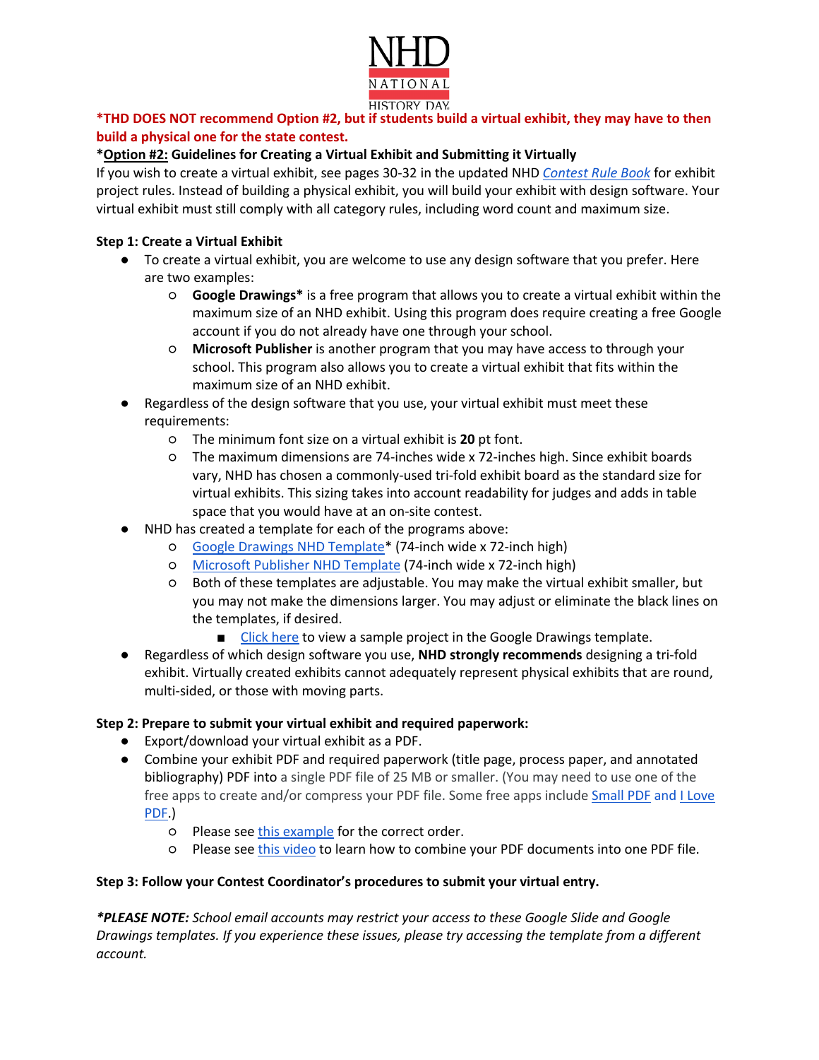NHD
NATIONAL
HISTORY DAY

**\*THD DOES NOT recommend Option #2, but if students build a virtual exhibit, they may have to then build a physical one for the state contest.**

**\*Option #2: Guidelines for Creating a Virtual Exhibit and Submitting it Virtually**

If you wish to create a virtual exhibit, see pages 30-32 in the updated NHD *Contest Rule Book* for exhibit project rules. Instead of building a physical exhibit, you will build your exhibit with design software. Your virtual exhibit must still comply with all category rules, including word count and maximum size.

**Step 1: Create a Virtual Exhibit**

- To create a virtual exhibit, you are welcome to use any design software that you prefer. Here are two examples:
  - **Google Drawings\*** is a free program that allows you to create a virtual exhibit within the maximum size of an NHD exhibit. Using this program does require creating a free Google account if you do not already have one through your school.
  - **Microsoft Publisher** is another program that you may have access to through your school. This program also allows you to create a virtual exhibit that fits within the maximum size of an NHD exhibit.
- Regardless of the design software that you use, your virtual exhibit must meet these requirements:
  - The minimum font size on a virtual exhibit is **20** pt font.
  - The maximum dimensions are 74-inches wide x 72-inches high. Since exhibit boards vary, NHD has chosen a commonly-used tri-fold exhibit board as the standard size for virtual exhibits. This sizing takes into account readability for judges and adds in table space that you would have at an on-site contest.
- NHD has created a template for each of the programs above:
  - Google Drawings NHD Template\* (74-inch wide x 72-inch high)
  - Microsoft Publisher NHD Template (74-inch wide x 72-inch high)
  - Both of these templates are adjustable. You may make the virtual exhibit smaller, but you may not make the dimensions larger. You may adjust or eliminate the black lines on the templates, if desired.
    - Click here to view a sample project in the Google Drawings template.
- Regardless of which design software you use, **NHD strongly recommends** designing a tri-fold exhibit. Virtually created exhibits cannot adequately represent physical exhibits that are round, multi-sided, or those with moving parts.

**Step 2: Prepare to submit your virtual exhibit and required paperwork:**

- Export/download your virtual exhibit as a PDF.
- Combine your exhibit PDF and required paperwork (title page, process paper, and annotated bibliography) PDF into a single PDF file of 25 MB or smaller. (You may need to use one of the free apps to create and/or compress your PDF file. Some free apps include Small PDF and I Love PDF.)
  - Please see this example for the correct order.
  - Please see this video to learn how to combine your PDF documents into one PDF file.

**Step 3: Follow your Contest Coordinator's procedures to submit your virtual entry.**

***\*PLEASE NOTE:*** *School email accounts may restrict your access to these Google Slide and Google Drawings templates. If you experience these issues, please try accessing the template from a different account.*